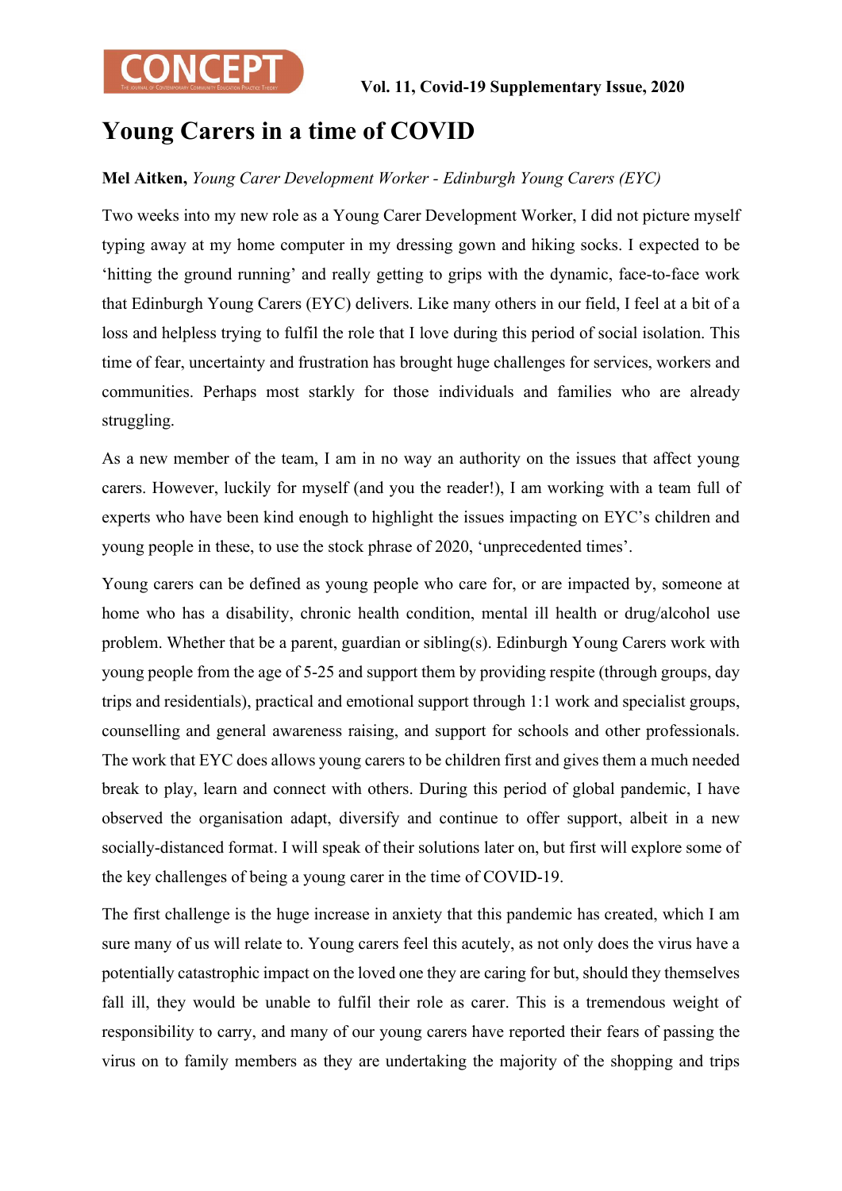# Young Carers in a time of COVID

**Mel Aitken,** *Young Carer Development Worker - Edinburgh Young Carers (EYC)*

Two weeks into my new role as a Young Carer Development Worker, I did not picture myself typing away at my home computer in my dressing gown and hiking socks. I expected to be 'hitting the ground running' and really getting to grips with the dynamic, face-to-face work that Edinburgh Young Carers (EYC) delivers. Like many others in our field, I feel at a bit of a loss and helpless trying to fulfil the role that I love during this period of social isolation. This time of fear, uncertainty and frustration has brought huge challenges for services, workers and communities. Perhaps most starkly for those individuals and families who are already struggling.

As a new member of the team, I am in no way an authority on the issues that affect young carers. However, luckily for myself (and you the reader!), I am working with a team full of experts who have been kind enough to highlight the issues impacting on EYC's children and young people in these, to use the stock phrase of 2020, 'unprecedented times'.

Young carers can be defined as young people who care for, or are impacted by, someone at home who has a disability, chronic health condition, mental ill health or drug/alcohol use problem. Whether that be a parent, guardian or sibling(s). Edinburgh Young Carers work with young people from the age of 5-25 and support them by providing respite (through groups, day trips and residentials), practical and emotional support through 1:1 work and specialist groups, counselling and general awareness raising, and support for schools and other professionals. The work that EYC does allows young carers to be children first and gives them a much needed break to play, learn and connect with others. During this period of global pandemic, I have observed the organisation adapt, diversify and continue to offer support, albeit in a new socially-distanced format. I will speak of their solutions later on, but first will explore some of the key challenges of being a young carer in the time of COVID-19.

The first challenge is the huge increase in anxiety that this pandemic has created, which I am sure many of us will relate to. Young carers feel this acutely, as not only does the virus have a potentially catastrophic impact on the loved one they are caring for but, should they themselves fall ill, they would be unable to fulfil their role as carer. This is a tremendous weight of responsibility to carry, and many of our young carers have reported their fears of passing the virus on to family members as they are undertaking the majority of the shopping and trips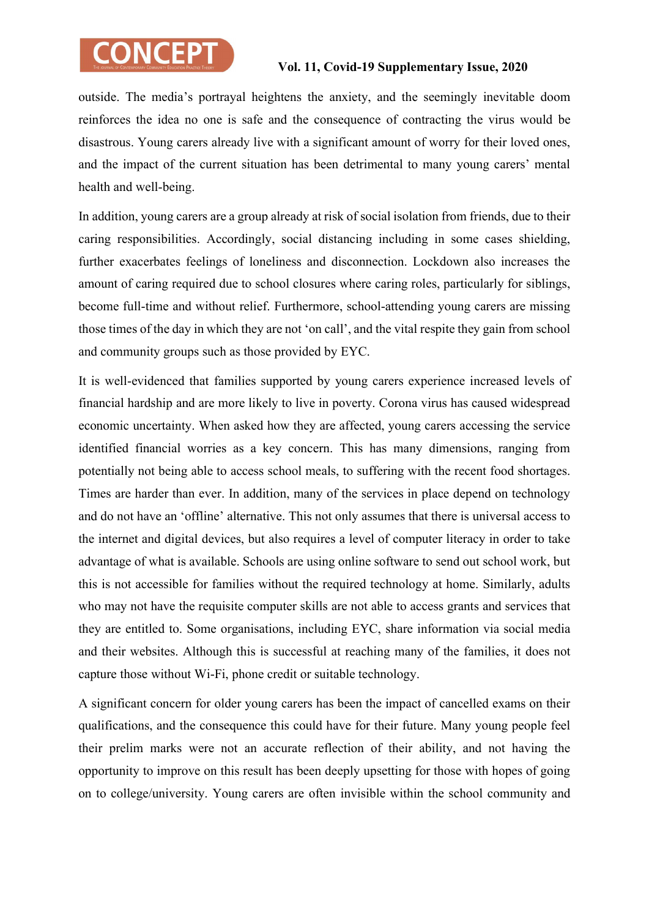outside. The media's portrayal heightens the anxiety, and the seemingly inevitable doom reinforces the idea no one is safe and the consequence of contracting the virus would be disastrous. Young carers already live with a significant amount of worry for their loved ones, and the impact of the current situation has been detrimental to many young carers' mental health and well-being.

In addition, young carers are a group already at risk of social isolation from friends, due to their caring responsibilities. Accordingly, social distancing including in some cases shielding, further exacerbates feelings of loneliness and disconnection. Lockdown also increases the amount of caring required due to school closures where caring roles, particularly for siblings, become full-time and without relief. Furthermore, school-attending young carers are missing those times of the day in which they are not 'on call', and the vital respite they gain from school and community groups such as those provided by EYC.

It is well-evidenced that families supported by young carers experience increased levels of financial hardship and are more likely to live in poverty. Corona virus has caused widespread economic uncertainty. When asked how they are affected, young carers accessing the service identified financial worries as a key concern. This has many dimensions, ranging from potentially not being able to access school meals, to suffering with the recent food shortages. Times are harder than ever. In addition, many of the services in place depend on technology and do not have an 'offline' alternative. This not only assumes that there is universal access to the internet and digital devices, but also requires a level of computer literacy in order to take advantage of what is available. Schools are using online software to send out school work, but this is not accessible for families without the required technology at home. Similarly, adults who may not have the requisite computer skills are not able to access grants and services that they are entitled to. Some organisations, including EYC, share information via social media and their websites. Although this is successful at reaching many of the families, it does not capture those without Wi-Fi, phone credit or suitable technology.

A significant concern for older young carers has been the impact of cancelled exams on their qualifications, and the consequence this could have for their future. Many young people feel their prelim marks were not an accurate reflection of their ability, and not having the opportunity to improve on this result has been deeply upsetting for those with hopes of going on to college/university. Young carers are often invisible within the school community and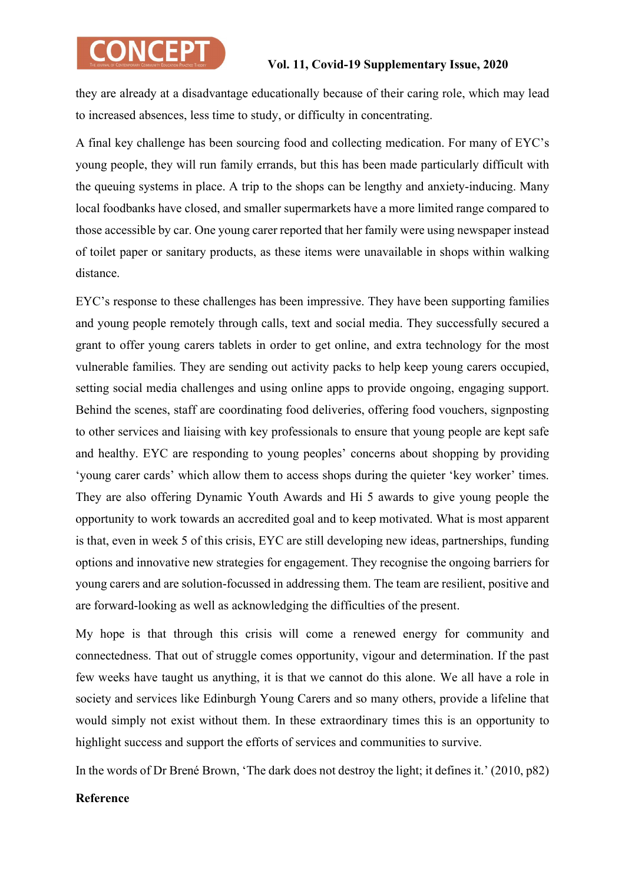they are already at a disadvantage educationally because of their caring role, which may lead to increased absences, less time to study, or difficulty in concentrating.

A final key challenge has been sourcing food and collecting medication. For many of EYC's young people, they will run family errands, but this has been made particularly difficult with the queuing systems in place. A trip to the shops can be lengthy and anxiety-inducing. Many local foodbanks have closed, and smaller supermarkets have a more limited range compared to those accessible by car. One young carer reported that her family were using newspaper instead of toilet paper or sanitary products, as these items were unavailable in shops within walking distance.

EYC's response to these challenges has been impressive. They have been supporting families and young people remotely through calls, text and social media. They successfully secured a grant to offer young carers tablets in order to get online, and extra technology for the most vulnerable families. They are sending out activity packs to help keep young carers occupied, setting social media challenges and using online apps to provide ongoing, engaging support. Behind the scenes, staff are coordinating food deliveries, offering food vouchers, signposting to other services and liaising with key professionals to ensure that young people are kept safe and healthy. EYC are responding to young peoples' concerns about shopping by providing 'young carer cards' which allow them to access shops during the quieter 'key worker' times. They are also offering Dynamic Youth Awards and Hi 5 awards to give young people the opportunity to work towards an accredited goal and to keep motivated. What is most apparent is that, even in week 5 of this crisis, EYC are still developing new ideas, partnerships, funding options and innovative new strategies for engagement. They recognise the ongoing barriers for young carers and are solution-focussed in addressing them. The team are resilient, positive and are forward-looking as well as acknowledging the difficulties of the present.

My hope is that through this crisis will come a renewed energy for community and connectedness. That out of struggle comes opportunity, vigour and determination. If the past few weeks have taught us anything, it is that we cannot do this alone. We all have a role in society and services like Edinburgh Young Carers and so many others, provide a lifeline that would simply not exist without them. In these extraordinary times this is an opportunity to highlight success and support the efforts of services and communities to survive.

In the words of Dr Brené Brown, 'The dark does not destroy the light; it defines it.' (2010, p82)

**Reference**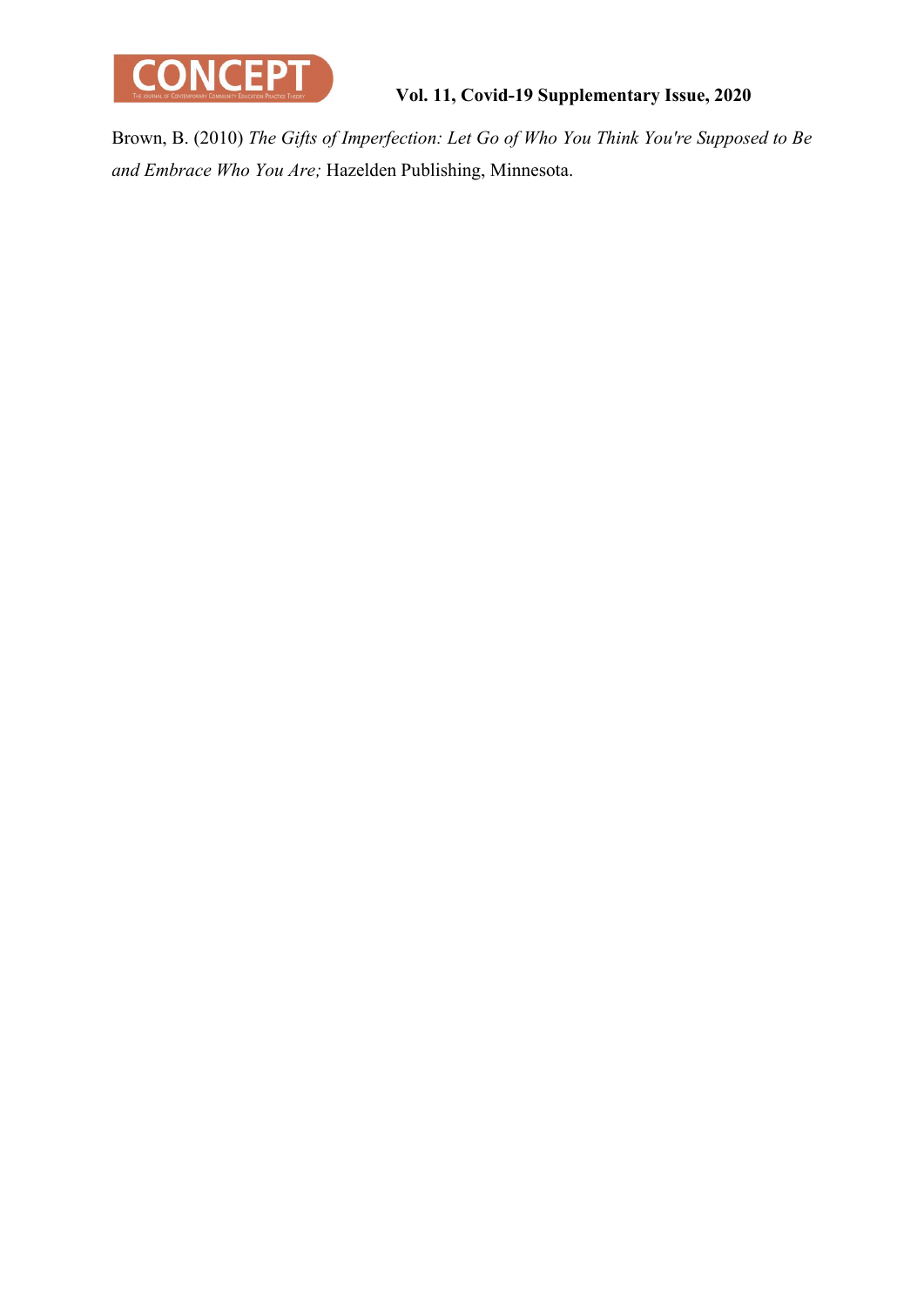Brown, B. (2010) *The Gifts of Imperfection: Let Go of Who You Think You're Supposed to Be and Embrace Who You Are;* Hazelden Publishing, Minnesota.